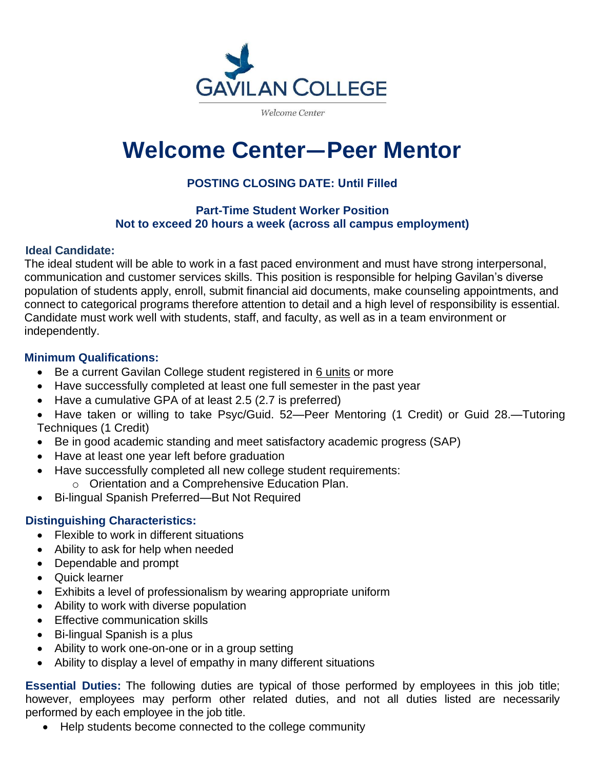GAVILAN COLLEGE

*Welcome Center*

# Welcome Center—Peer Mentor

**POSTING CLOSING DATE: Until Filled**

**Part-Time Student Worker Position**
**Not to exceed 20 hours a week (across all campus employment)**

### Ideal Candidate:

The ideal student will be able to work in a fast paced environment and must have strong interpersonal, communication and customer services skills. This position is responsible for helping Gavilan's diverse population of students apply, enroll, submit financial aid documents, make counseling appointments, and connect to categorical programs therefore attention to detail and a high level of responsibility is essential. Candidate must work well with students, staff, and faculty, as well as in a team environment or independently.

### Minimum Qualifications:

- Be a current Gavilan College student registered in 6 units or more
- Have successfully completed at least one full semester in the past year
- Have a cumulative GPA of at least 2.5 (2.7 is preferred)
- Have taken or willing to take Psyc/Guid. 52—Peer Mentoring (1 Credit) or Guid 28.—Tutoring Techniques (1 Credit)
- Be in good academic standing and meet satisfactory academic progress (SAP)
- Have at least one year left before graduation
- Have successfully completed all new college student requirements:
  - Orientation and a Comprehensive Education Plan.
- Bi-lingual Spanish Preferred—But Not Required

### Distinguishing Characteristics:

- Flexible to work in different situations
- Ability to ask for help when needed
- Dependable and prompt
- Quick learner
- Exhibits a level of professionalism by wearing appropriate uniform
- Ability to work with diverse population
- Effective communication skills
- Bi-lingual Spanish is a plus
- Ability to work one-on-one or in a group setting
- Ability to display a level of empathy in many different situations

**Essential Duties:** The following duties are typical of those performed by employees in this job title; however, employees may perform other related duties, and not all duties listed are necessarily performed by each employee in the job title.

- Help students become connected to the college community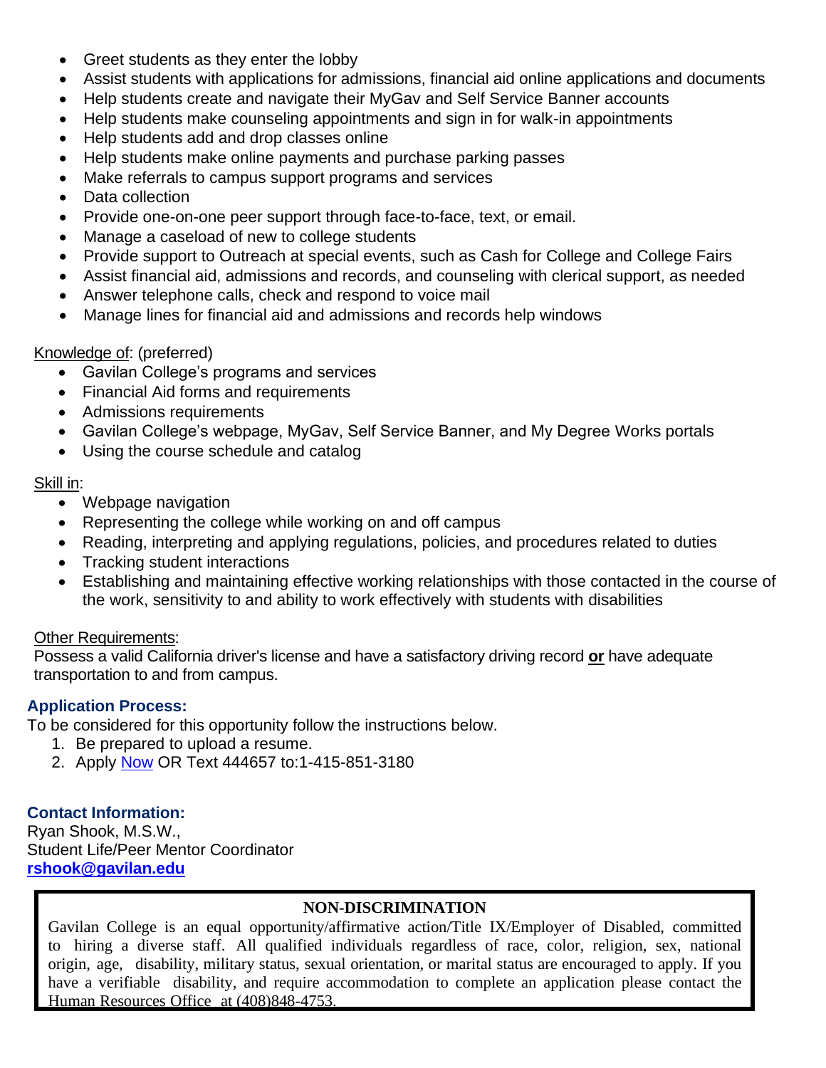- Greet students as they enter the lobby
- Assist students with applications for admissions, financial aid online applications and documents
- Help students create and navigate their MyGav and Self Service Banner accounts
- Help students make counseling appointments and sign in for walk-in appointments
- Help students add and drop classes online
- Help students make online payments and purchase parking passes
- Make referrals to campus support programs and services
- Data collection
- Provide one-on-one peer support through face-to-face, text, or email.
- Manage a caseload of new to college students
- Provide support to Outreach at special events, such as Cash for College and College Fairs
- Assist financial aid, admissions and records, and counseling with clerical support, as needed
- Answer telephone calls, check and respond to voice mail
- Manage lines for financial aid and admissions and records help windows

Knowledge of: (preferred)

- Gavilan College's programs and services
- Financial Aid forms and requirements
- Admissions requirements
- Gavilan College's webpage, MyGav, Self Service Banner, and My Degree Works portals
- Using the course schedule and catalog

Skill in:

- Webpage navigation
- Representing the college while working on and off campus
- Reading, interpreting and applying regulations, policies, and procedures related to duties
- Tracking student interactions
- Establishing and maintaining effective working relationships with those contacted in the course of the work, sensitivity to and ability to work effectively with students with disabilities

Other Requirements:

Possess a valid California driver's license and have a satisfactory driving record **or** have adequate transportation to and from campus.

### Application Process:

To be considered for this opportunity follow the instructions below.

1. Be prepared to upload a resume.
2. Apply Now OR Text 444657 to:1-415-851-3180

### Contact Information:

Ryan Shook, M.S.W.,
Student Life/Peer Mentor Coordinator
**rshook@gavilan.edu**

**NON-DISCRIMINATION**

Gavilan College is an equal opportunity/affirmative action/Title IX/Employer of Disabled, committed to hiring a diverse staff. All qualified individuals regardless of race, color, religion, sex, national origin, age, disability, military status, sexual orientation, or marital status are encouraged to apply. If you have a verifiable disability, and require accommodation to complete an application please contact the Human Resources Office at (408)848-4753.